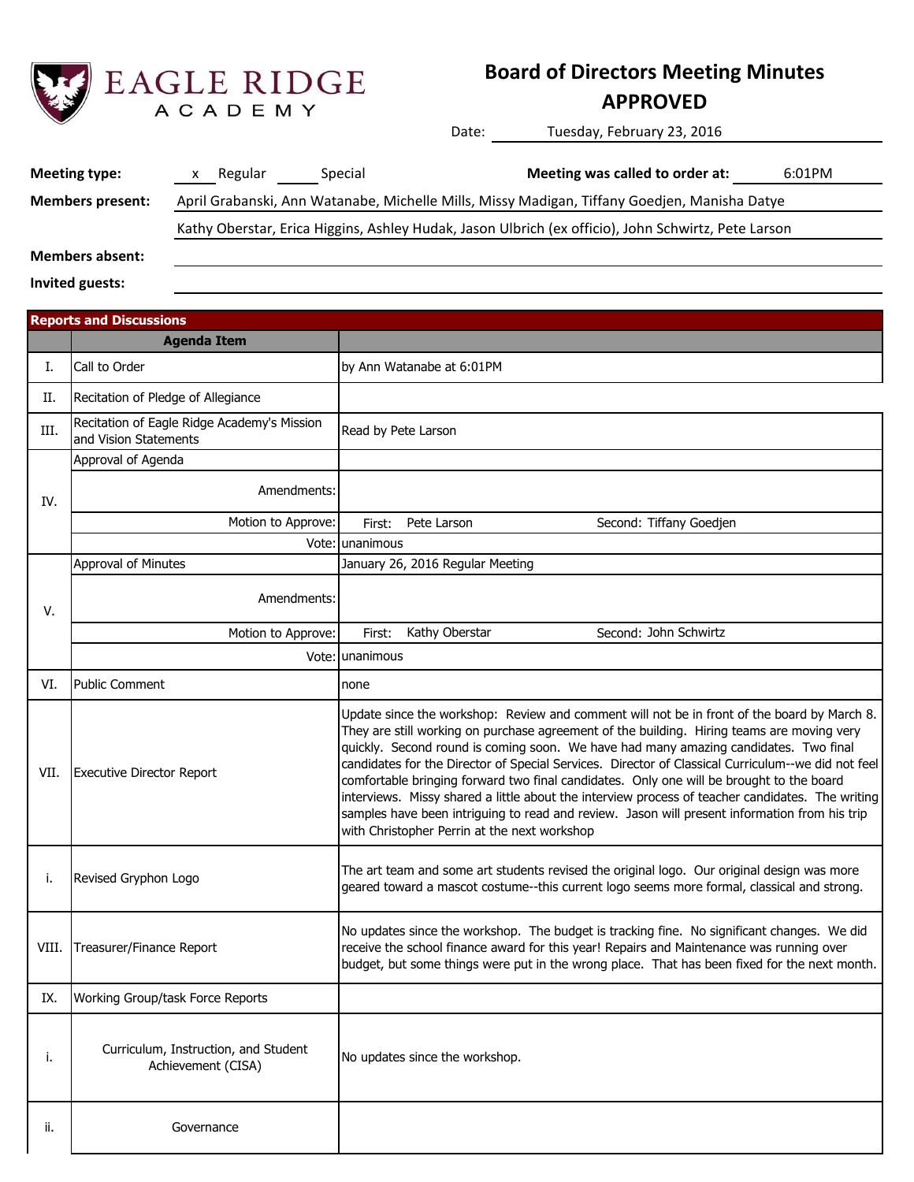EAGLE RIDGE ACADEMY

# Board of Directors Meeting Minutes
## APPROVED

Date: Tuesday, February 23, 2016

**Meeting type:** x Regular ____ Special

**Meeting was called to order at:** 6:01PM

**Members present:** April Grabanski, Ann Watanabe, Michelle Mills, Missy Madigan, Tiffany Goedjen, Manisha Datye
Kathy Oberstar, Erica Higgins, Ashley Hudak, Jason Ulbrich (ex officio), John Schwirtz, Pete Larson

**Members absent:**

**Invited guests:**

**Reports and Discussions**

| | Agenda Item | |
|---|---|---|
| I. | Call to Order | by Ann Watanabe at 6:01PM |
| II. | Recitation of Pledge of Allegiance | |
| III. | Recitation of Eagle Ridge Academy's Mission and Vision Statements | Read by Pete Larson |
| IV. | Approval of Agenda | |
| | Amendments: | |
| | Motion to Approve: | First: Pete Larson Second: Tiffany Goedjen |
| | Vote: | unanimous |
| V. | Approval of Minutes | January 26, 2016 Regular Meeting |
| | Amendments: | |
| | Motion to Approve: | First: Kathy Oberstar Second: John Schwirtz |
| | Vote: | unanimous |
| VI. | Public Comment | none |
| VII. | Executive Director Report | Update since the workshop: Review and comment will not be in front of the board by March 8. They are still working on purchase agreement of the building. Hiring teams are moving very quickly. Second round is coming soon. We have had many amazing candidates. Two final candidates for the Director of Special Services. Director of Classical Curriculum--we did not feel comfortable bringing forward two final candidates. Only one will be brought to the board interviews. Missy shared a little about the interview process of teacher candidates. The writing samples have been intriguing to read and review. Jason will present information from his trip with Christopher Perrin at the next workshop |
| i. | Revised Gryphon Logo | The art team and some art students revised the original logo. Our original design was more geared toward a mascot costume--this current logo seems more formal, classical and strong. |
| VIII. | Treasurer/Finance Report | No updates since the workshop. The budget is tracking fine. No significant changes. We did receive the school finance award for this year! Repairs and Maintenance was running over budget, but some things were put in the wrong place. That has been fixed for the next month. |
| IX. | Working Group/task Force Reports | |
| i. | Curriculum, Instruction, and Student Achievement (CISA) | No updates since the workshop. |
| ii. | Governance | |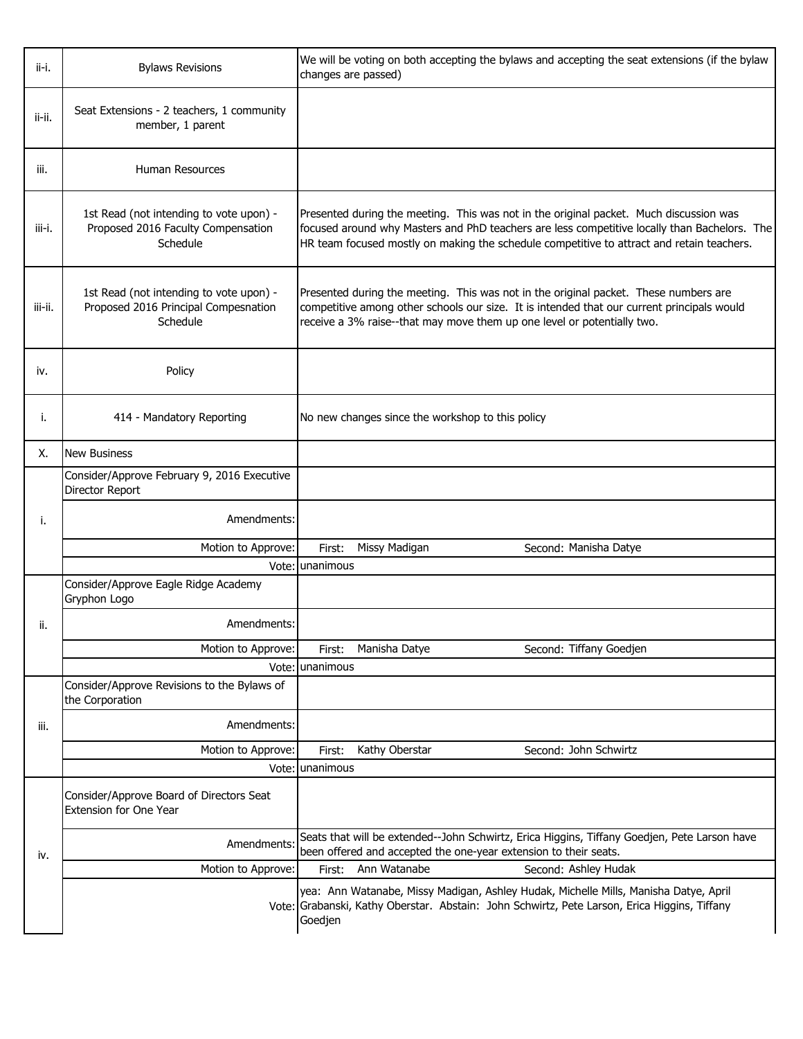| | | |
|---|---|---|
| ii-i. | Bylaws Revisions | We will be voting on both accepting the bylaws and accepting the seat extensions (if the bylaw changes are passed) |
| ii-ii. | Seat Extensions - 2 teachers, 1 community member, 1 parent | |
| iii. | Human Resources | |
| iii-i. | 1st Read (not intending to vote upon) - Proposed 2016 Faculty Compensation Schedule | Presented during the meeting. This was not in the original packet. Much discussion was focused around why Masters and PhD teachers are less competitive locally than Bachelors. The HR team focused mostly on making the schedule competitive to attract and retain teachers. |
| iii-ii. | 1st Read (not intending to vote upon) - Proposed 2016 Principal Compesnation Schedule | Presented during the meeting. This was not in the original packet. These numbers are competitive among other schools our size. It is intended that our current principals would receive a 3% raise--that may move them up one level or potentially two. |
| iv. | Policy | |
| i. | 414 - Mandatory Reporting | No new changes since the workshop to this policy |
| X. | New Business | |
| i. | Consider/Approve February 9, 2016 Executive Director Report | |
| | Amendments: | |
| | Motion to Approve: | First: Missy Madigan Second: Manisha Datye |
| | Vote: | unanimous |
| ii. | Consider/Approve Eagle Ridge Academy Gryphon Logo | |
| | Amendments: | |
| | Motion to Approve: | First: Manisha Datye Second: Tiffany Goedjen |
| | Vote: | unanimous |
| iii. | Consider/Approve Revisions to the Bylaws of the Corporation | |
| | Amendments: | |
| | Motion to Approve: | First: Kathy Oberstar Second: John Schwirtz |
| | Vote: | unanimous |
| iv. | Consider/Approve Board of Directors Seat Extension for One Year | |
| | Amendments: | Seats that will be extended--John Schwirtz, Erica Higgins, Tiffany Goedjen, Pete Larson have been offered and accepted the one-year extension to their seats. |
| | Motion to Approve: | First: Ann Watanabe Second: Ashley Hudak |
| | Vote: | yea: Ann Watanabe, Missy Madigan, Ashley Hudak, Michelle Mills, Manisha Datye, April Grabanski, Kathy Oberstar. Abstain: John Schwirtz, Pete Larson, Erica Higgins, Tiffany Goedjen |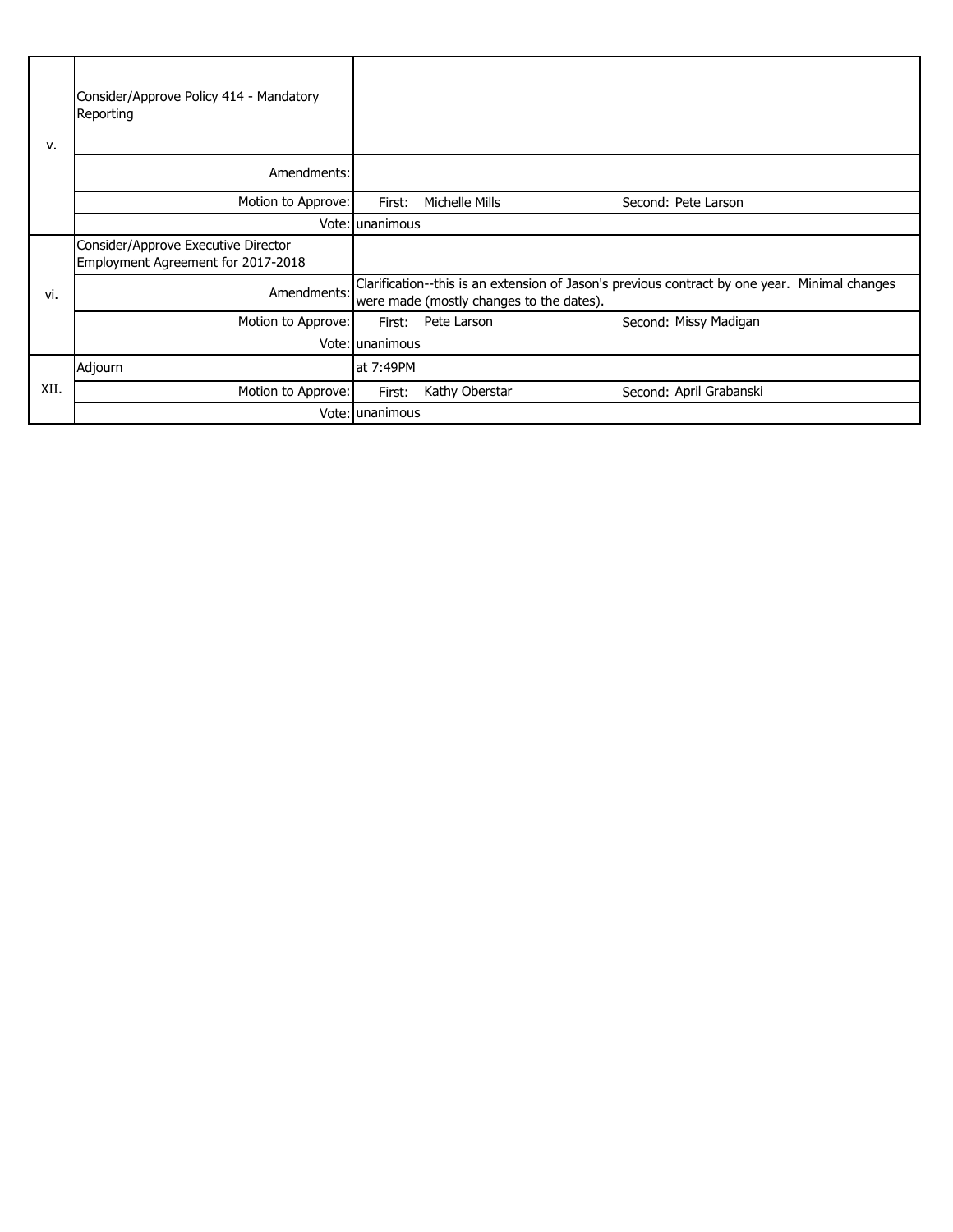| | | | |
|---|---|---|---|
| v. | Consider/Approve Policy 414 - Mandatory Reporting | | |
| | Amendments: | | |
| | Motion to Approve: | First: Michelle Mills | Second: Pete Larson |
| | Vote: | unanimous | |
| vi. | Consider/Approve Executive Director Employment Agreement for 2017-2018 | | |
| | Amendments: | Clarification--this is an extension of Jason's previous contract by one year. Minimal changes were made (mostly changes to the dates). | |
| | Motion to Approve: | First: Pete Larson | Second: Missy Madigan |
| | Vote: | unanimous | |
| XII. | Adjourn | at 7:49PM | |
| | Motion to Approve: | First: Kathy Oberstar | Second: April Grabanski |
| | Vote: | unanimous | |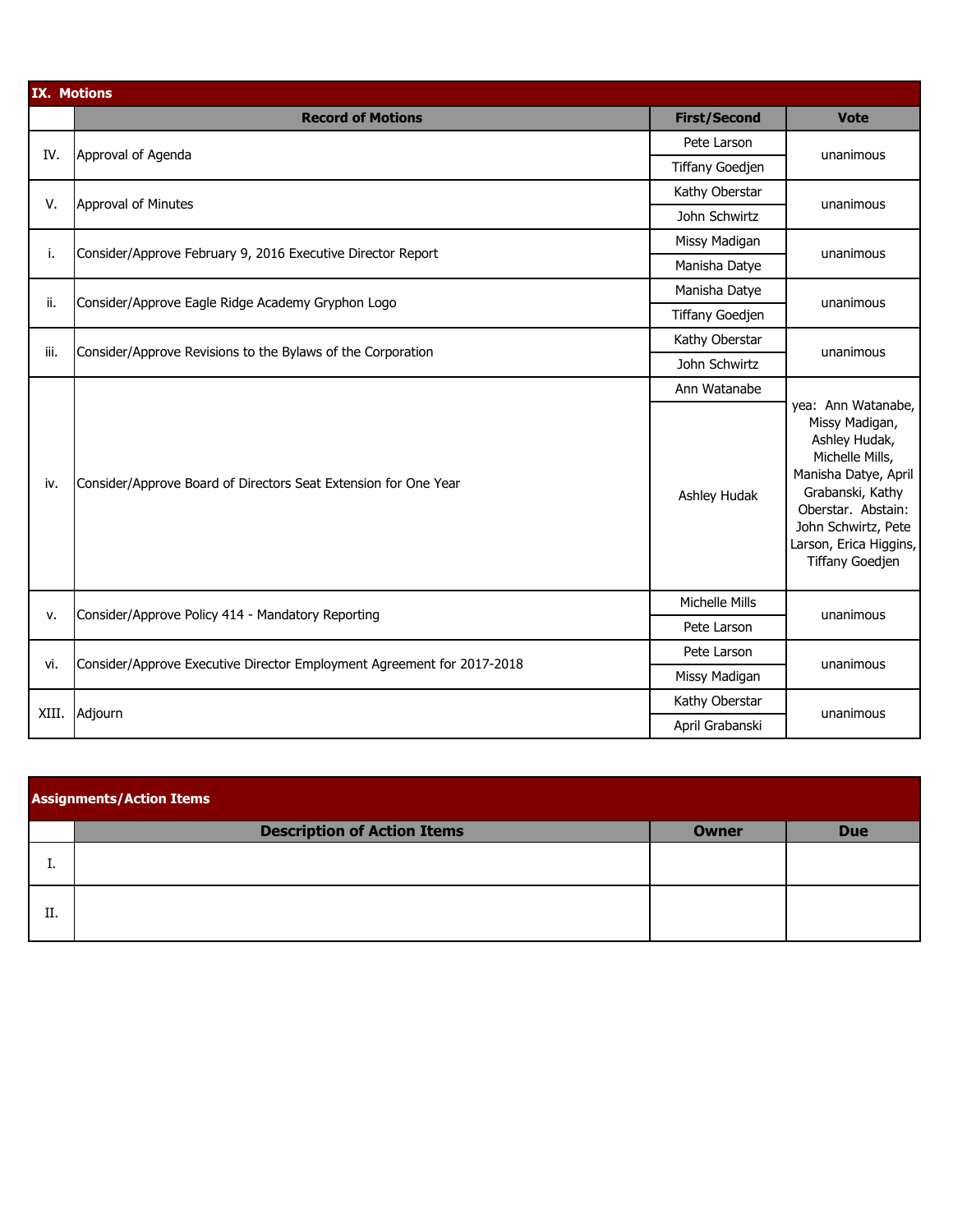## IX. Motions

| | Record of Motions | First/Second | Vote |
|---|---|---|---|
| IV. | Approval of Agenda | Pete Larson / Tiffany Goedjen | unanimous |
| V. | Approval of Minutes | Kathy Oberstar / John Schwirtz | unanimous |
| i. | Consider/Approve February 9, 2016 Executive Director Report | Missy Madigan / Manisha Datye | unanimous |
| ii. | Consider/Approve Eagle Ridge Academy Gryphon Logo | Manisha Datye / Tiffany Goedjen | unanimous |
| iii. | Consider/Approve Revisions to the Bylaws of the Corporation | Kathy Oberstar / John Schwirtz | unanimous |
| iv. | Consider/Approve Board of Directors Seat Extension for One Year | Ann Watanabe / Ashley Hudak | yea: Ann Watanabe, Missy Madigan, Ashley Hudak, Michelle Mills, Manisha Datye, April Grabanski, Kathy Oberstar. Abstain: John Schwirtz, Pete Larson, Erica Higgins, Tiffany Goedjen |
| v. | Consider/Approve Policy 414 - Mandatory Reporting | Michelle Mills / Pete Larson | unanimous |
| vi. | Consider/Approve Executive Director Employment Agreement for 2017-2018 | Pete Larson / Missy Madigan | unanimous |
| XIII. | Adjourn | Kathy Oberstar / April Grabanski | unanimous |

## Assignments/Action Items

| | Description of Action Items | Owner | Due |
|---|---|---|---|
| I. | | | |
| II. | | | |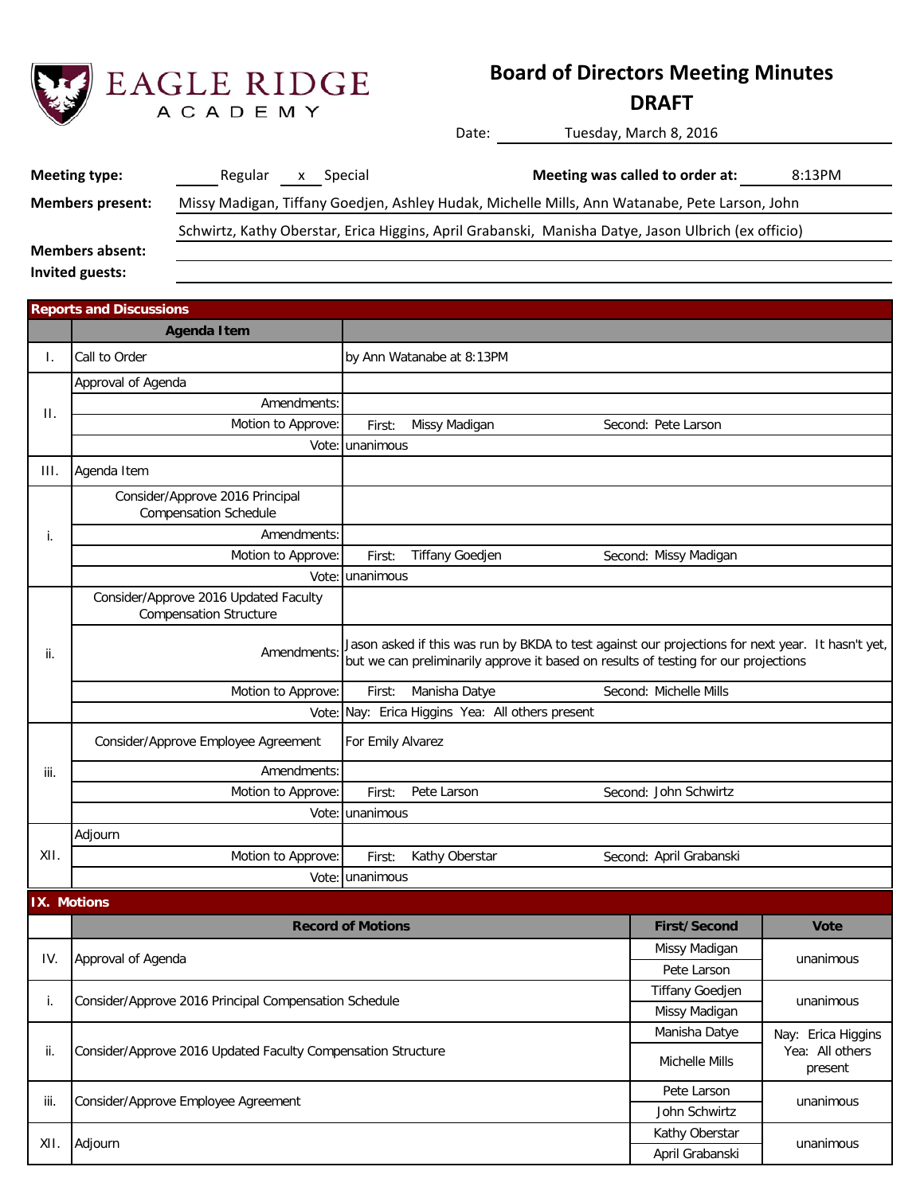EAGLE RIDGE ACADEMY

# Board of Directors Meeting Minutes
## DRAFT

Date: Tuesday, March 8, 2016

**Meeting type:** ___ Regular _x_ Special

**Meeting was called to order at:** 8:13PM

**Members present:** Missy Madigan, Tiffany Goedjen, Ashley Hudak, Michelle Mills, Ann Watanabe, Pete Larson, John Schwirtz, Kathy Oberstar, Erica Higgins, April Grabanski, Manisha Datye, Jason Ulbrich (ex officio)

**Members absent:**

**Invited guests:**

## Reports and Discussions

| | Agenda Item | |
|---|---|---|
| I. | Call to Order | by Ann Watanabe at 8:13PM |
| II. | Approval of Agenda | |
| | Amendments: | |
| | Motion to Approve: | First: Missy Madigan Second: Pete Larson |
| | Vote: | unanimous |
| III. | Agenda Item | |
| i. | Consider/Approve 2016 Principal Compensation Schedule | |
| | Amendments: | |
| | Motion to Approve: | First: Tiffany Goedjen Second: Missy Madigan |
| | Vote: | unanimous |
| ii. | Consider/Approve 2016 Updated Faculty Compensation Structure | |
| | Amendments: | Jason asked if this was run by BKDA to test against our projections for next year. It hasn't yet, but we can preliminarily approve it based on results of testing for our projections |
| | Motion to Approve: | First: Manisha Datye Second: Michelle Mills |
| | Vote: | Nay: Erica Higgins Yea: All others present |
| iii. | Consider/Approve Employee Agreement | For Emily Alvarez |
| | Amendments: | |
| | Motion to Approve: | First: Pete Larson Second: John Schwirtz |
| | Vote: | unanimous |
| XII. | Adjourn | |
| | Motion to Approve: | First: Kathy Oberstar Second: April Grabanski |
| | Vote: | unanimous |

## IX. Motions

| | Record of Motions | First/Second | Vote |
|---|---|---|---|
| IV. | Approval of Agenda | Missy Madigan / Pete Larson | unanimous |
| i. | Consider/Approve 2016 Principal Compensation Schedule | Tiffany Goedjen / Missy Madigan | unanimous |
| ii. | Consider/Approve 2016 Updated Faculty Compensation Structure | Manisha Datye / Michelle Mills | Nay: Erica Higgins Yea: All others present |
| iii. | Consider/Approve Employee Agreement | Pete Larson / John Schwirtz | unanimous |
| XII. | Adjourn | Kathy Oberstar / April Grabanski | unanimous |